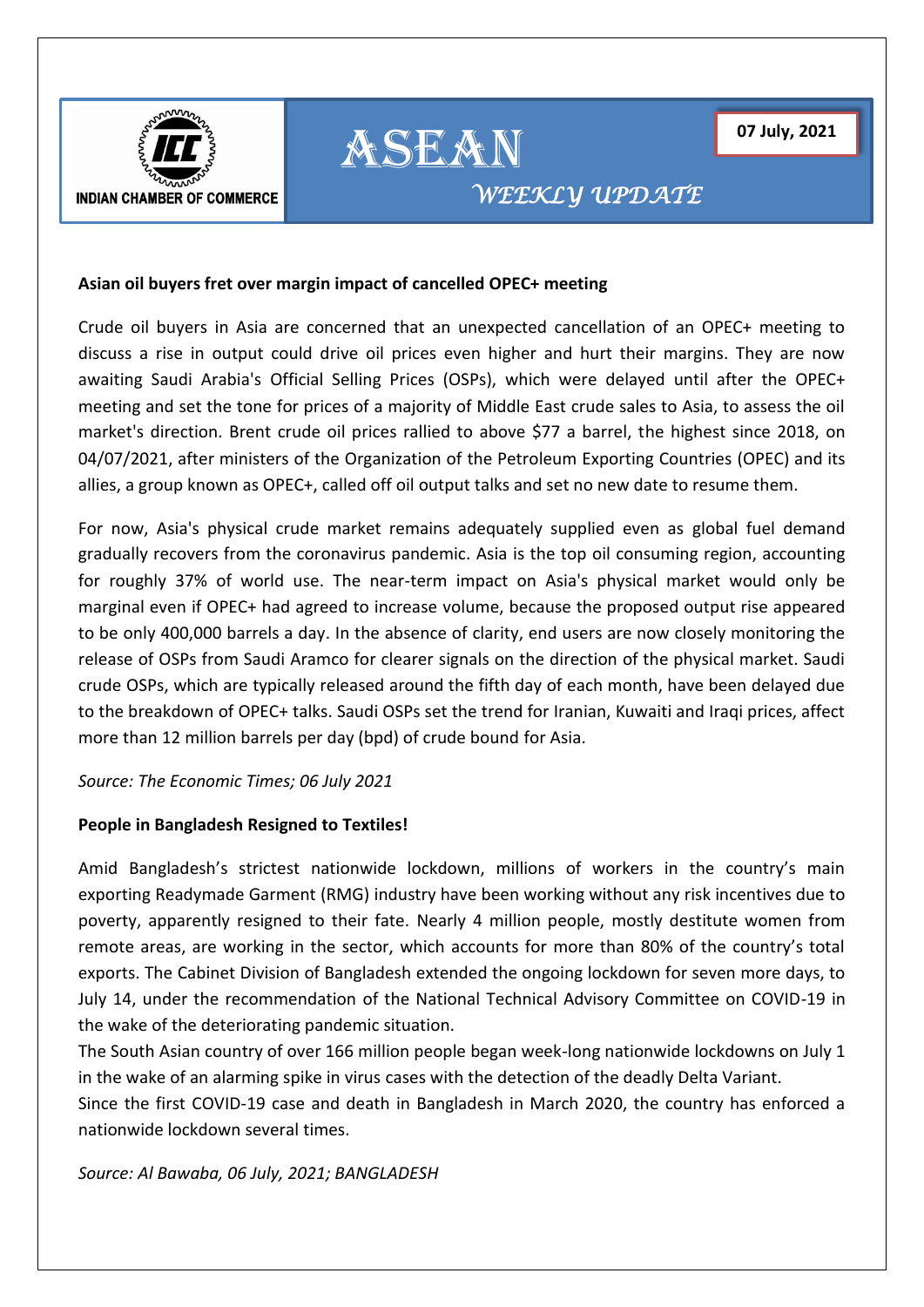INDIAN CHAMBER OF COMMERCE

# ASEAN

*WEEKLY UPDATE*

**07 July, 2021**

## Asian oil buyers fret over margin impact of cancelled OPEC+ meeting

Crude oil buyers in Asia are concerned that an unexpected cancellation of an OPEC+ meeting to discuss a rise in output could drive oil prices even higher and hurt their margins. They are now awaiting Saudi Arabia's Official Selling Prices (OSPs), which were delayed until after the OPEC+ meeting and set the tone for prices of a majority of Middle East crude sales to Asia, to assess the oil market's direction. Brent crude oil prices rallied to above $77 a barrel, the highest since 2018, on 04/07/2021, after ministers of the Organization of the Petroleum Exporting Countries (OPEC) and its allies, a group known as OPEC+, called off oil output talks and set no new date to resume them.

For now, Asia's physical crude market remains adequately supplied even as global fuel demand gradually recovers from the coronavirus pandemic. Asia is the top oil consuming region, accounting for roughly 37% of world use. The near-term impact on Asia's physical market would only be marginal even if OPEC+ had agreed to increase volume, because the proposed output rise appeared to be only 400,000 barrels a day. In the absence of clarity, end users are now closely monitoring the release of OSPs from Saudi Aramco for clearer signals on the direction of the physical market. Saudi crude OSPs, which are typically released around the fifth day of each month, have been delayed due to the breakdown of OPEC+ talks. Saudi OSPs set the trend for Iranian, Kuwaiti and Iraqi prices, affect more than 12 million barrels per day (bpd) of crude bound for Asia.

*Source: The Economic Times; 06 July 2021*

## People in Bangladesh Resigned to Textiles!

Amid Bangladesh's strictest nationwide lockdown, millions of workers in the country's main exporting Readymade Garment (RMG) industry have been working without any risk incentives due to poverty, apparently resigned to their fate. Nearly 4 million people, mostly destitute women from remote areas, are working in the sector, which accounts for more than 80% of the country's total exports. The Cabinet Division of Bangladesh extended the ongoing lockdown for seven more days, to July 14, under the recommendation of the National Technical Advisory Committee on COVID-19 in the wake of the deteriorating pandemic situation.

The South Asian country of over 166 million people began week-long nationwide lockdowns on July 1 in the wake of an alarming spike in virus cases with the detection of the deadly Delta Variant.

Since the first COVID-19 case and death in Bangladesh in March 2020, the country has enforced a nationwide lockdown several times.

*Source: Al Bawaba, 06 July, 2021; BANGLADESH*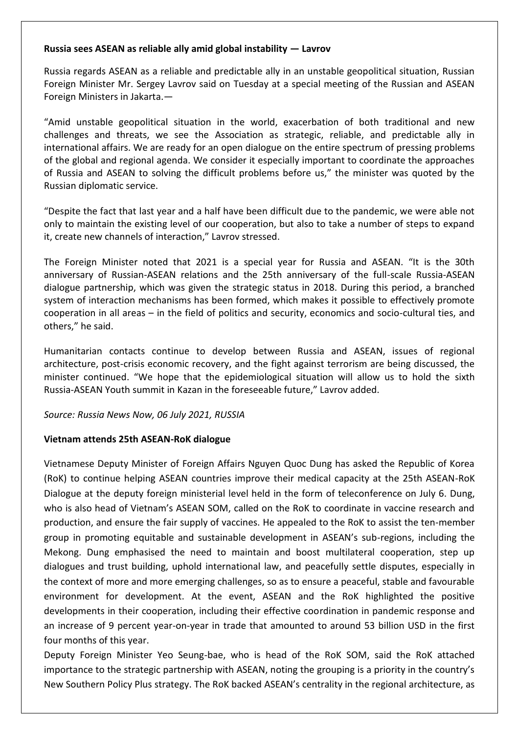**Russia sees ASEAN as reliable ally amid global instability — Lavrov**

Russia regards ASEAN as a reliable and predictable ally in an unstable geopolitical situation, Russian Foreign Minister Mr. Sergey Lavrov said on Tuesday at a special meeting of the Russian and ASEAN Foreign Ministers in Jakarta.—

"Amid unstable geopolitical situation in the world, exacerbation of both traditional and new challenges and threats, we see the Association as strategic, reliable, and predictable ally in international affairs. We are ready for an open dialogue on the entire spectrum of pressing problems of the global and regional agenda. We consider it especially important to coordinate the approaches of Russia and ASEAN to solving the difficult problems before us," the minister was quoted by the Russian diplomatic service.

"Despite the fact that last year and a half have been difficult due to the pandemic, we were able not only to maintain the existing level of our cooperation, but also to take a number of steps to expand it, create new channels of interaction," Lavrov stressed.

The Foreign Minister noted that 2021 is a special year for Russia and ASEAN. "It is the 30th anniversary of Russian-ASEAN relations and the 25th anniversary of the full-scale Russia-ASEAN dialogue partnership, which was given the strategic status in 2018. During this period, a branched system of interaction mechanisms has been formed, which makes it possible to effectively promote cooperation in all areas – in the field of politics and security, economics and socio-cultural ties, and others," he said.

Humanitarian contacts continue to develop between Russia and ASEAN, issues of regional architecture, post-crisis economic recovery, and the fight against terrorism are being discussed, the minister continued. "We hope that the epidemiological situation will allow us to hold the sixth Russia-ASEAN Youth summit in Kazan in the foreseeable future," Lavrov added.

*Source: Russia News Now, 06 July 2021, RUSSIA*

**Vietnam attends 25th ASEAN-RoK dialogue**

Vietnamese Deputy Minister of Foreign Affairs Nguyen Quoc Dung has asked the Republic of Korea (RoK) to continue helping ASEAN countries improve their medical capacity at the 25th ASEAN-RoK Dialogue at the deputy foreign ministerial level held in the form of teleconference on July 6. Dung, who is also head of Vietnam's ASEAN SOM, called on the RoK to coordinate in vaccine research and production, and ensure the fair supply of vaccines. He appealed to the RoK to assist the ten-member group in promoting equitable and sustainable development in ASEAN's sub-regions, including the Mekong. Dung emphasised the need to maintain and boost multilateral cooperation, step up dialogues and trust building, uphold international law, and peacefully settle disputes, especially in the context of more and more emerging challenges, so as to ensure a peaceful, stable and favourable environment for development. At the event, ASEAN and the RoK highlighted the positive developments in their cooperation, including their effective coordination in pandemic response and an increase of 9 percent year-on-year in trade that amounted to around 53 billion USD in the first four months of this year.

Deputy Foreign Minister Yeo Seung-bae, who is head of the RoK SOM, said the RoK attached importance to the strategic partnership with ASEAN, noting the grouping is a priority in the country's New Southern Policy Plus strategy. The RoK backed ASEAN's centrality in the regional architecture, as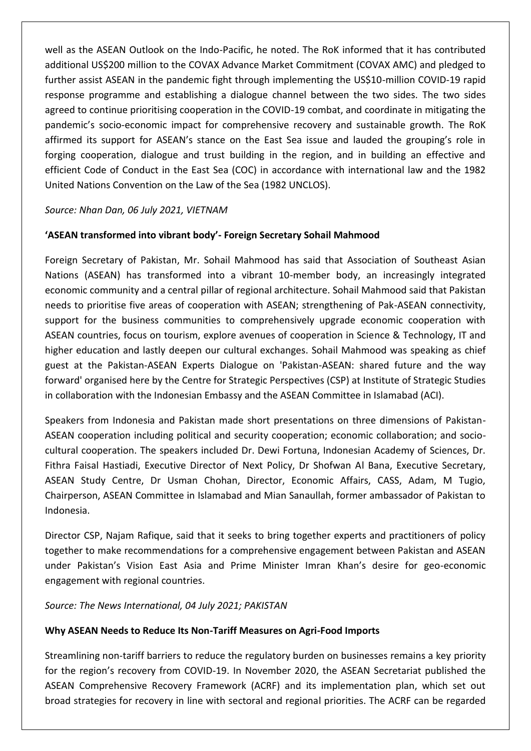well as the ASEAN Outlook on the Indo-Pacific, he noted. The RoK informed that it has contributed additional US$200 million to the COVAX Advance Market Commitment (COVAX AMC) and pledged to further assist ASEAN in the pandemic fight through implementing the US$10-million COVID-19 rapid response programme and establishing a dialogue channel between the two sides. The two sides agreed to continue prioritising cooperation in the COVID-19 combat, and coordinate in mitigating the pandemic's socio-economic impact for comprehensive recovery and sustainable growth. The RoK affirmed its support for ASEAN's stance on the East Sea issue and lauded the grouping's role in forging cooperation, dialogue and trust building in the region, and in building an effective and efficient Code of Conduct in the East Sea (COC) in accordance with international law and the 1982 United Nations Convention on the Law of the Sea (1982 UNCLOS).

*Source: Nhan Dan, 06 July 2021, VIETNAM*

**'ASEAN transformed into vibrant body'- Foreign Secretary Sohail Mahmood**

Foreign Secretary of Pakistan, Mr. Sohail Mahmood has said that Association of Southeast Asian Nations (ASEAN) has transformed into a vibrant 10-member body, an increasingly integrated economic community and a central pillar of regional architecture. Sohail Mahmood said that Pakistan needs to prioritise five areas of cooperation with ASEAN; strengthening of Pak-ASEAN connectivity, support for the business communities to comprehensively upgrade economic cooperation with ASEAN countries, focus on tourism, explore avenues of cooperation in Science & Technology, IT and higher education and lastly deepen our cultural exchanges. Sohail Mahmood was speaking as chief guest at the Pakistan-ASEAN Experts Dialogue on 'Pakistan-ASEAN: shared future and the way forward' organised here by the Centre for Strategic Perspectives (CSP) at Institute of Strategic Studies in collaboration with the Indonesian Embassy and the ASEAN Committee in Islamabad (ACI).

Speakers from Indonesia and Pakistan made short presentations on three dimensions of Pakistan-ASEAN cooperation including political and security cooperation; economic collaboration; and socio-cultural cooperation. The speakers included Dr. Dewi Fortuna, Indonesian Academy of Sciences, Dr. Fithra Faisal Hastiadi, Executive Director of Next Policy, Dr Shofwan Al Bana, Executive Secretary, ASEAN Study Centre, Dr Usman Chohan, Director, Economic Affairs, CASS, Adam, M Tugio, Chairperson, ASEAN Committee in Islamabad and Mian Sanaullah, former ambassador of Pakistan to Indonesia.

Director CSP, Najam Rafique, said that it seeks to bring together experts and practitioners of policy together to make recommendations for a comprehensive engagement between Pakistan and ASEAN under Pakistan's Vision East Asia and Prime Minister Imran Khan's desire for geo-economic engagement with regional countries.

*Source: The News International, 04 July 2021; PAKISTAN*

**Why ASEAN Needs to Reduce Its Non-Tariff Measures on Agri-Food Imports**

Streamlining non-tariff barriers to reduce the regulatory burden on businesses remains a key priority for the region's recovery from COVID-19. In November 2020, the ASEAN Secretariat published the ASEAN Comprehensive Recovery Framework (ACRF) and its implementation plan, which set out broad strategies for recovery in line with sectoral and regional priorities. The ACRF can be regarded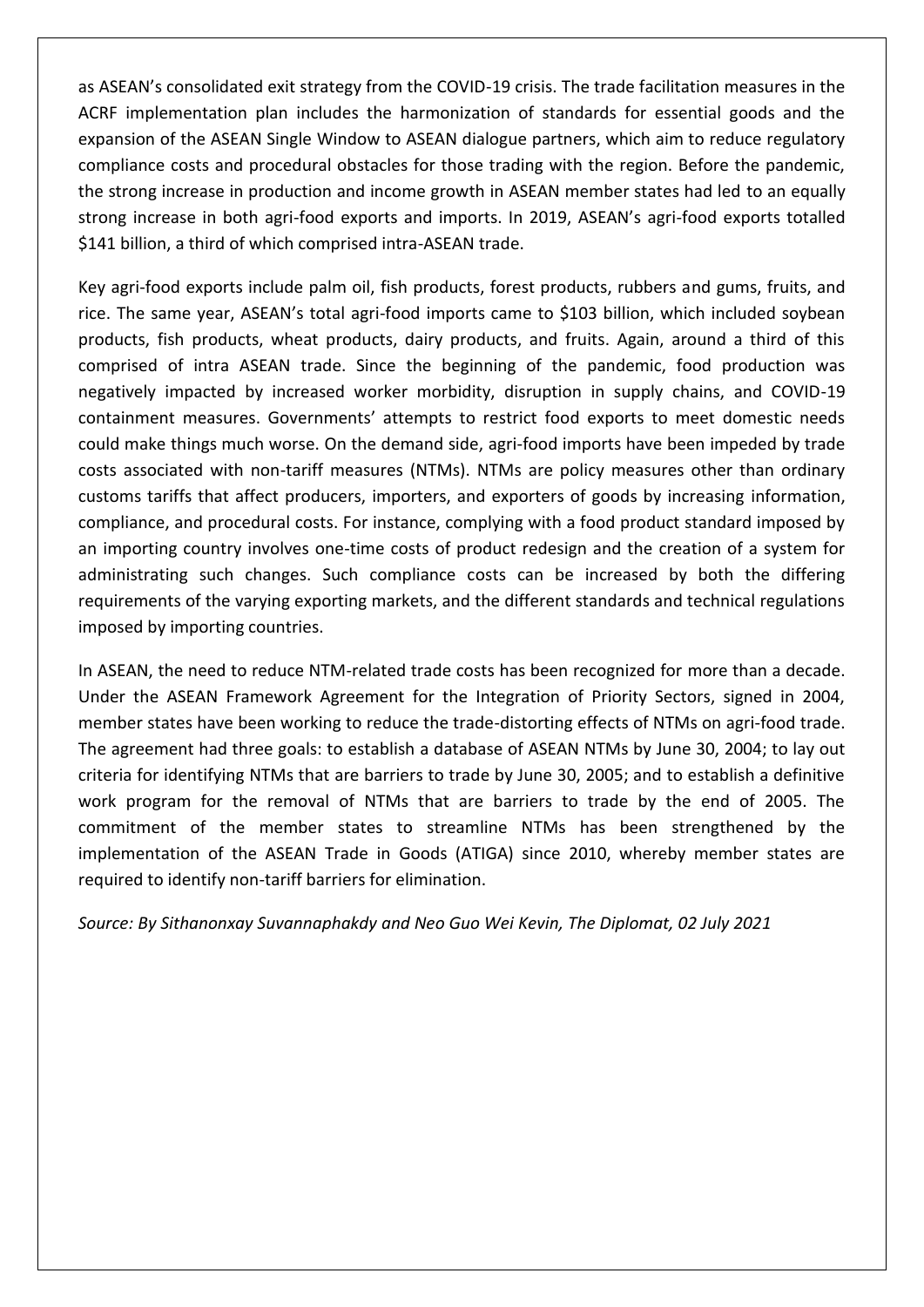as ASEAN's consolidated exit strategy from the COVID-19 crisis. The trade facilitation measures in the ACRF implementation plan includes the harmonization of standards for essential goods and the expansion of the ASEAN Single Window to ASEAN dialogue partners, which aim to reduce regulatory compliance costs and procedural obstacles for those trading with the region. Before the pandemic, the strong increase in production and income growth in ASEAN member states had led to an equally strong increase in both agri-food exports and imports. In 2019, ASEAN's agri-food exports totalled $141 billion, a third of which comprised intra-ASEAN trade.

Key agri-food exports include palm oil, fish products, forest products, rubbers and gums, fruits, and rice. The same year, ASEAN's total agri-food imports came to $103 billion, which included soybean products, fish products, wheat products, dairy products, and fruits. Again, around a third of this comprised of intra ASEAN trade. Since the beginning of the pandemic, food production was negatively impacted by increased worker morbidity, disruption in supply chains, and COVID-19 containment measures. Governments' attempts to restrict food exports to meet domestic needs could make things much worse. On the demand side, agri-food imports have been impeded by trade costs associated with non-tariff measures (NTMs). NTMs are policy measures other than ordinary customs tariffs that affect producers, importers, and exporters of goods by increasing information, compliance, and procedural costs. For instance, complying with a food product standard imposed by an importing country involves one-time costs of product redesign and the creation of a system for administrating such changes. Such compliance costs can be increased by both the differing requirements of the varying exporting markets, and the different standards and technical regulations imposed by importing countries.

In ASEAN, the need to reduce NTM-related trade costs has been recognized for more than a decade. Under the ASEAN Framework Agreement for the Integration of Priority Sectors, signed in 2004, member states have been working to reduce the trade-distorting effects of NTMs on agri-food trade. The agreement had three goals: to establish a database of ASEAN NTMs by June 30, 2004; to lay out criteria for identifying NTMs that are barriers to trade by June 30, 2005; and to establish a definitive work program for the removal of NTMs that are barriers to trade by the end of 2005. The commitment of the member states to streamline NTMs has been strengthened by the implementation of the ASEAN Trade in Goods (ATIGA) since 2010, whereby member states are required to identify non-tariff barriers for elimination.

*Source: By Sithanonxay Suvannaphakdy and Neo Guo Wei Kevin, The Diplomat, 02 July 2021*